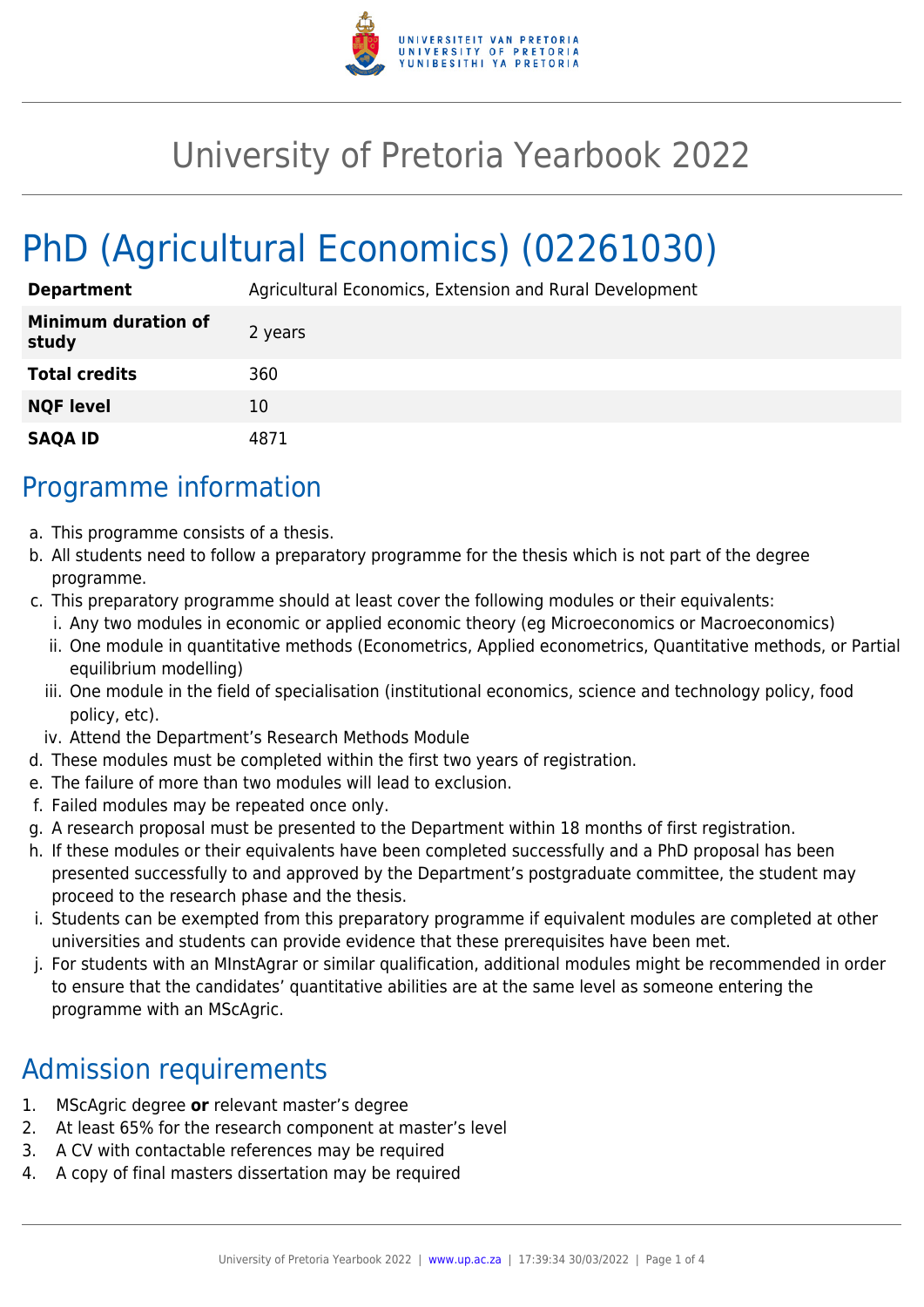# University of Pretoria Yearbook 2022

# PhD (Agricultural Economics) (02261030)

| | |
|---|---|
| **Department** | Agricultural Economics, Extension and Rural Development |
| **Minimum duration of study** | 2 years |
| **Total credits** | 360 |
| **NQF level** | 10 |
| **SAQA ID** | 4871 |

## Programme information

a. This programme consists of a thesis.
b. All students need to follow a preparatory programme for the thesis which is not part of the degree programme.
c. This preparatory programme should at least cover the following modules or their equivalents:
   i. Any two modules in economic or applied economic theory (eg Microeconomics or Macroeconomics)
   ii. One module in quantitative methods (Econometrics, Applied econometrics, Quantitative methods, or Partial equilibrium modelling)
   iii. One module in the field of specialisation (institutional economics, science and technology policy, food policy, etc).
   iv. Attend the Department's Research Methods Module
d. These modules must be completed within the first two years of registration.
e. The failure of more than two modules will lead to exclusion.
f. Failed modules may be repeated once only.
g. A research proposal must be presented to the Department within 18 months of first registration.
h. If these modules or their equivalents have been completed successfully and a PhD proposal has been presented successfully to and approved by the Department's postgraduate committee, the student may proceed to the research phase and the thesis.
i. Students can be exempted from this preparatory programme if equivalent modules are completed at other universities and students can provide evidence that these prerequisites have been met.
j. For students with an MInstAgrar or similar qualification, additional modules might be recommended in order to ensure that the candidates' quantitative abilities are at the same level as someone entering the programme with an MScAgric.

## Admission requirements

1. MScAgric degree **or** relevant master's degree
2. At least 65% for the research component at master's level
3. A CV with contactable references may be required
4. A copy of final masters dissertation may be required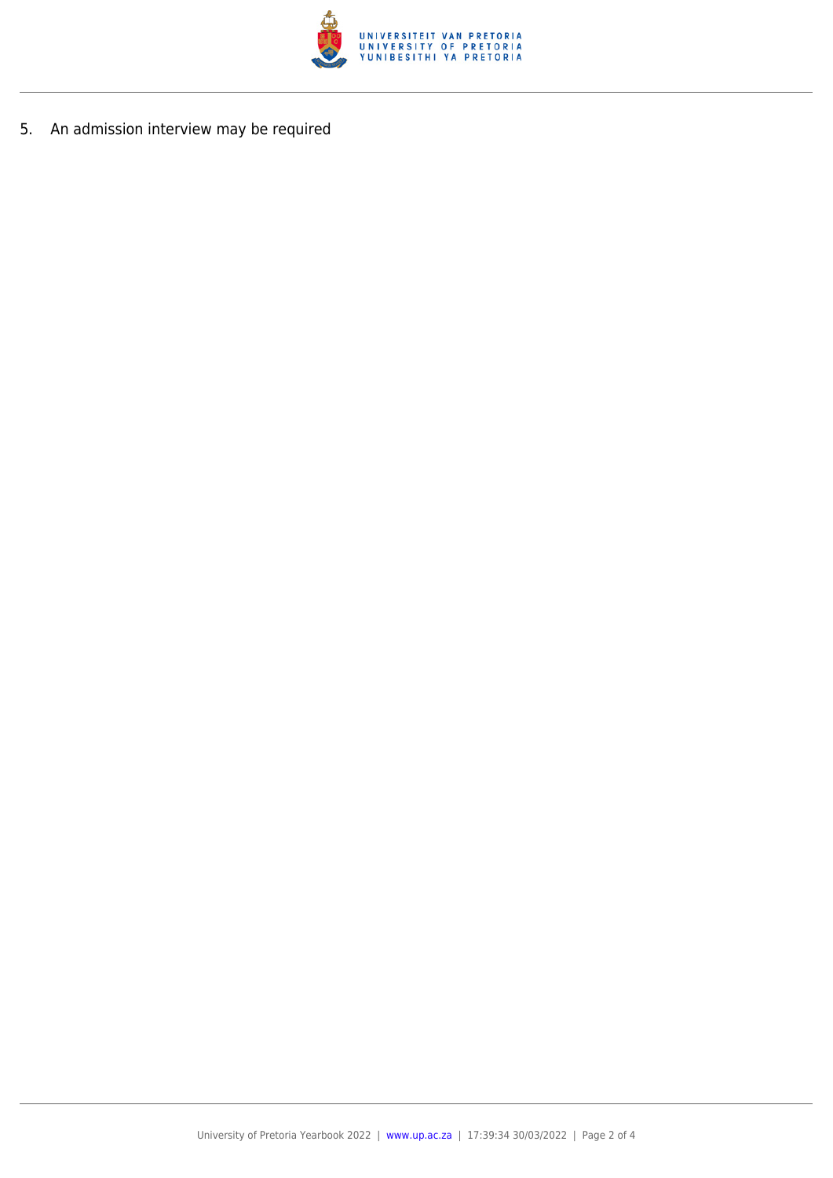5. An admission interview may be required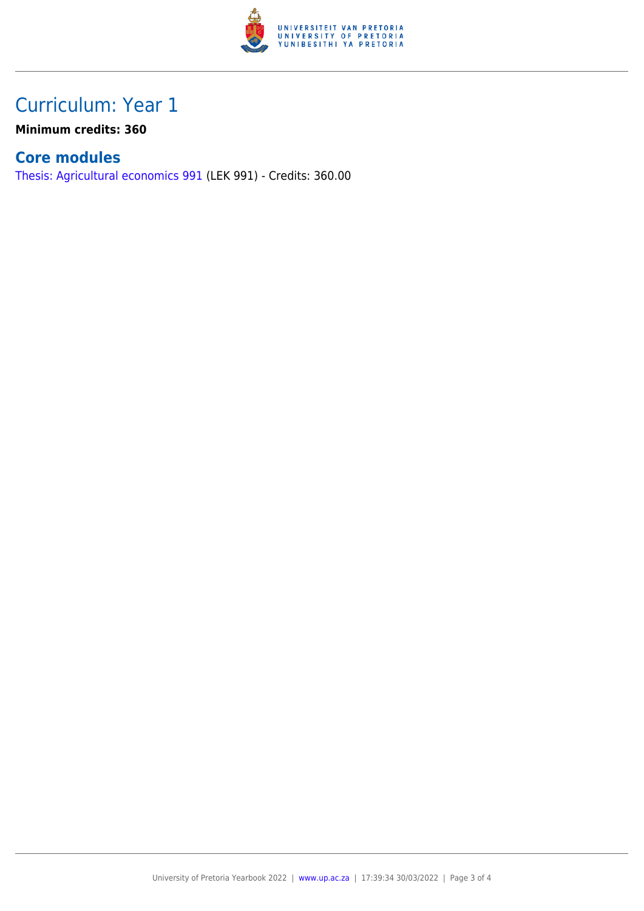# Curriculum: Year 1

**Minimum credits: 360**

## Core modules

Thesis: Agricultural economics 991 (LEK 991) - Credits: 360.00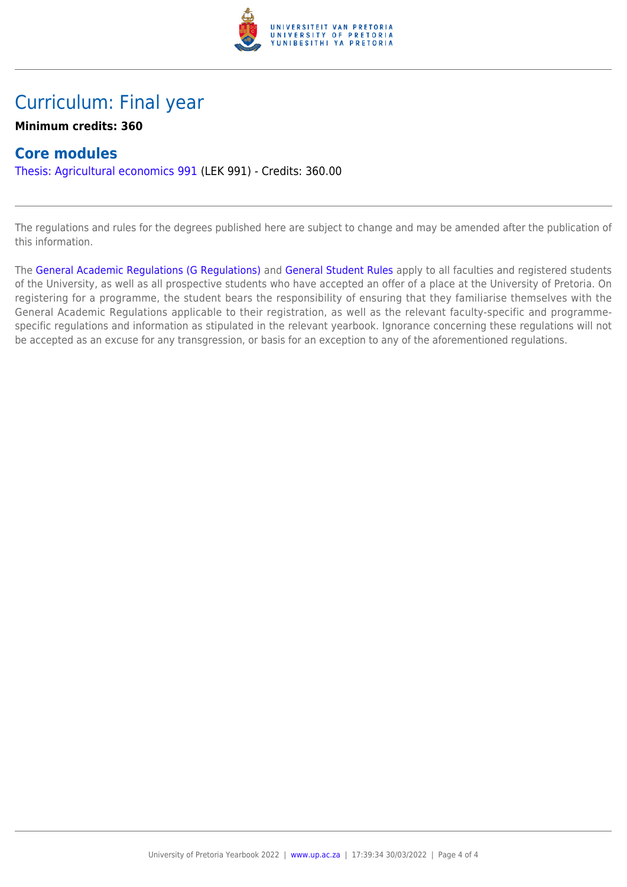## Curriculum: Final year

**Minimum credits: 360**

### Core modules

Thesis: Agricultural economics 991 (LEK 991) - Credits: 360.00

The regulations and rules for the degrees published here are subject to change and may be amended after the publication of this information.

The General Academic Regulations (G Regulations) and General Student Rules apply to all faculties and registered students of the University, as well as all prospective students who have accepted an offer of a place at the University of Pretoria. On registering for a programme, the student bears the responsibility of ensuring that they familiarise themselves with the General Academic Regulations applicable to their registration, as well as the relevant faculty-specific and programme-specific regulations and information as stipulated in the relevant yearbook. Ignorance concerning these regulations will not be accepted as an excuse for any transgression, or basis for an exception to any of the aforementioned regulations.